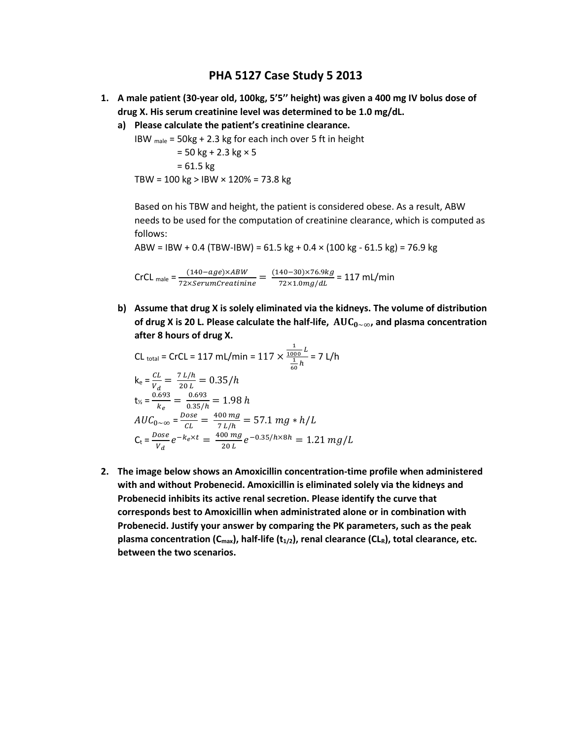# PHA 5127 Case Study 5 2013

1. **A male patient (30-year old, 100kg, 5'5'' height) was given a 400 mg IV bolus dose of drug X. His serum creatinine level was determined to be 1.0 mg/dL.**

   a) **Please calculate the patient's creatinine clearance.**

   $IBW_{male}$ = 50kg + 2.3 kg for each inch over 5 ft in height
   = 50 kg + 2.3 kg × 5
   = 61.5 kg

   TBW = 100 kg > IBW × 120% = 73.8 kg

   Based on his TBW and height, the patient is considered obese. As a result, ABW needs to be used for the computation of creatinine clearance, which is computed as follows:

   ABW = IBW + 0.4 (TBW-IBW) = 61.5 kg + 0.4 × (100 kg - 61.5 kg) = 76.9 kg

   $$CrCL_{male} = \frac{(140-age)\times ABW}{72\times SerumCreatinine} = \frac{(140-30)\times 76.9kg}{72\times 1.0mg/dL} = 117 \text{ mL/min}$$

   b) **Assume that drug X is solely eliminated via the kidneys. The volume of distribution of drug X is 20 L. Please calculate the half-life, $\mathbf{AUC_{0\sim\infty}}$, and plasma concentration after 8 hours of drug X.**

   $$CL_{total} = CrCL = 117 \text{ mL/min} = 117 \times \frac{\frac{1}{1000}L}{\frac{1}{60}h} = 7 \text{ L/h}$$

   $$k_e = \frac{CL}{V_d} = \frac{7\ L/h}{20\ L} = 0.35/h$$

   $$t_{1/2} = \frac{0.693}{k_e} = \frac{0.693}{0.35/h} = 1.98\ h$$

   $$AUC_{0\sim\infty} = \frac{Dose}{CL} = \frac{400\ mg}{7\ L/h} = 57.1\ mg * h/L$$

   $$C_t = \frac{Dose}{V_d}e^{-k_e\times t} = \frac{400\ mg}{20\ L}e^{-0.35/h\times 8h} = 1.21\ mg/L$$

2. **The image below shows an Amoxicillin concentration-time profile when administered with and without Probenecid. Amoxicillin is eliminated solely via the kidneys and Probenecid inhibits its active renal secretion. Please identify the curve that corresponds best to Amoxicillin when administrated alone or in combination with Probenecid. Justify your answer by comparing the PK parameters, such as the peak plasma concentration ($\mathbf{C_{max}}$), half-life ($\mathbf{t_{1/2}}$), renal clearance ($\mathbf{CL_R}$), total clearance, etc. between the two scenarios.**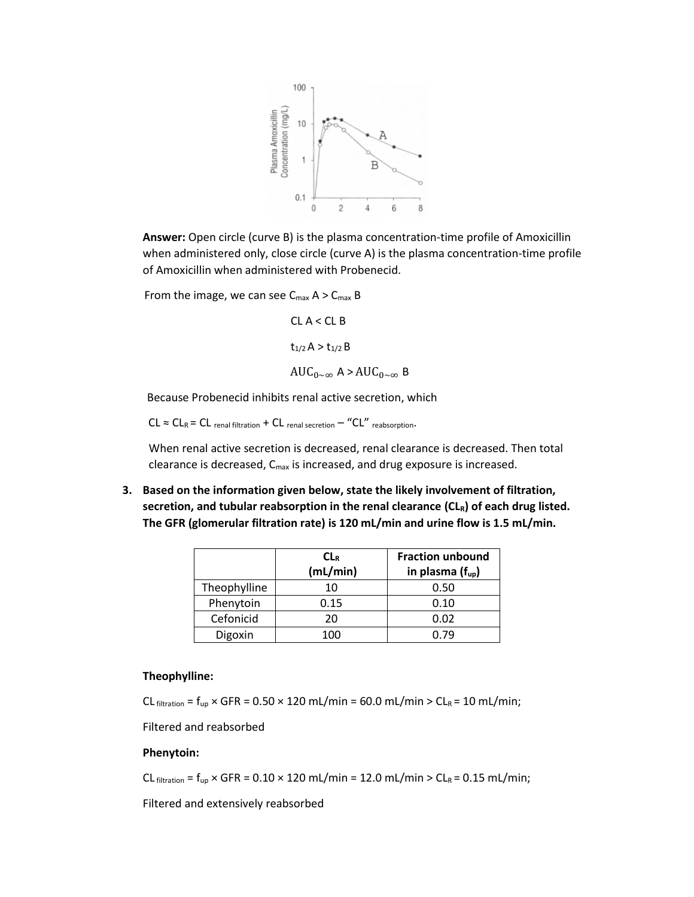**Answer:** Open circle (curve B) is the plasma concentration-time profile of Amoxicillin when administered only, close circle (curve A) is the plasma concentration-time profile of Amoxicillin when administered with Probenecid.

From the image, we can see $C_{max}$ A > $C_{max}$ B

$CL$ A < $CL$ B

$t_{1/2}$ A > $t_{1/2}$ B

$AUC_{0\sim\infty}$ A > $AUC_{0\sim\infty}$ B

Because Probenecid inhibits renal active secretion, which

$CL \approx CL_R = CL_{\text{renal filtration}} + CL_{\text{renal secretion}} - \text{"CL"}_{\text{reabsorption}}$.

When renal active secretion is decreased, renal clearance is decreased. Then total clearance is decreased, $C_{max}$ is increased, and drug exposure is increased.

3. **Based on the information given below, state the likely involvement of filtration, secretion, and tubular reabsorption in the renal clearance ($CL_R$) of each drug listed. The GFR (glomerular filtration rate) is 120 mL/min and urine flow is 1.5 mL/min.**

| | **$CL_R$ (mL/min)** | **Fraction unbound in plasma ($f_{up}$)** |
|---|---|---|
| Theophylline | 10 | 0.50 |
| Phenytoin | 0.15 | 0.10 |
| Cefonicid | 20 | 0.02 |
| Digoxin | 100 | 0.79 |

**Theophylline:**

$CL_{\text{filtration}} = f_{up} \times GFR = 0.50 \times 120$ mL/min $= 60.0$ mL/min > $CL_R = 10$ mL/min;

Filtered and reabsorbed

**Phenytoin:**

$CL_{\text{filtration}} = f_{up} \times GFR = 0.10 \times 120$ mL/min $= 12.0$ mL/min > $CL_R = 0.15$ mL/min;

Filtered and extensively reabsorbed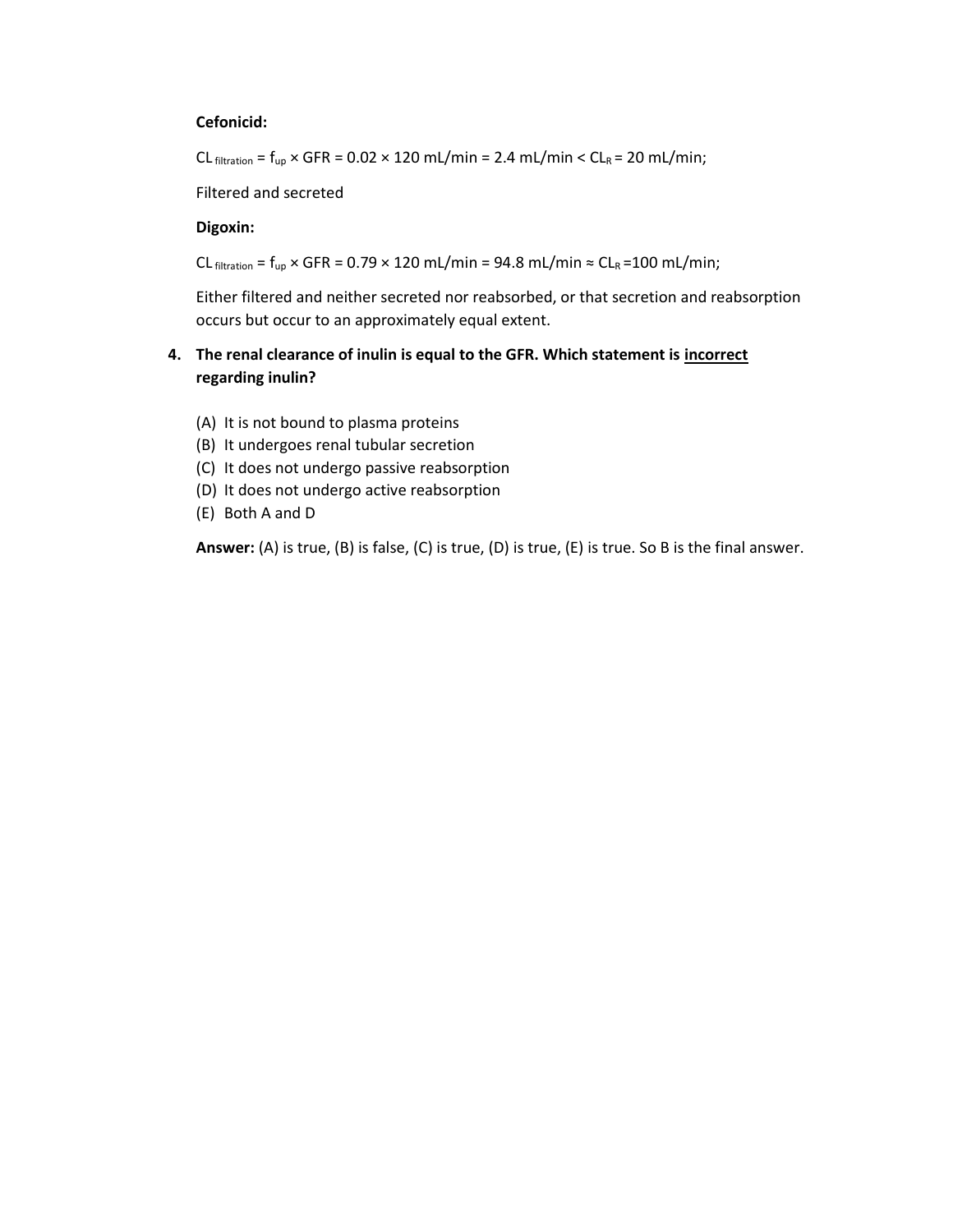**Cefonicid:**

$CL_{filtration} = f_{up} \times GFR = 0.02 \times 120$ mL/min = 2.4 mL/min < $CL_R$ = 20 mL/min;

Filtered and secreted

**Digoxin:**

$CL_{filtration} = f_{up} \times GFR = 0.79 \times 120$ mL/min = 94.8 mL/min ≈ $CL_R$ =100 mL/min;

Either filtered and neither secreted nor reabsorbed, or that secretion and reabsorption occurs but occur to an approximately equal extent.

**4. The renal clearance of inulin is equal to the GFR. Which statement is <u>incorrect</u> regarding inulin?**

(A) It is not bound to plasma proteins
(B) It undergoes renal tubular secretion
(C) It does not undergo passive reabsorption
(D) It does not undergo active reabsorption
(E) Both A and D

**Answer:** (A) is true, (B) is false, (C) is true, (D) is true, (E) is true. So B is the final answer.